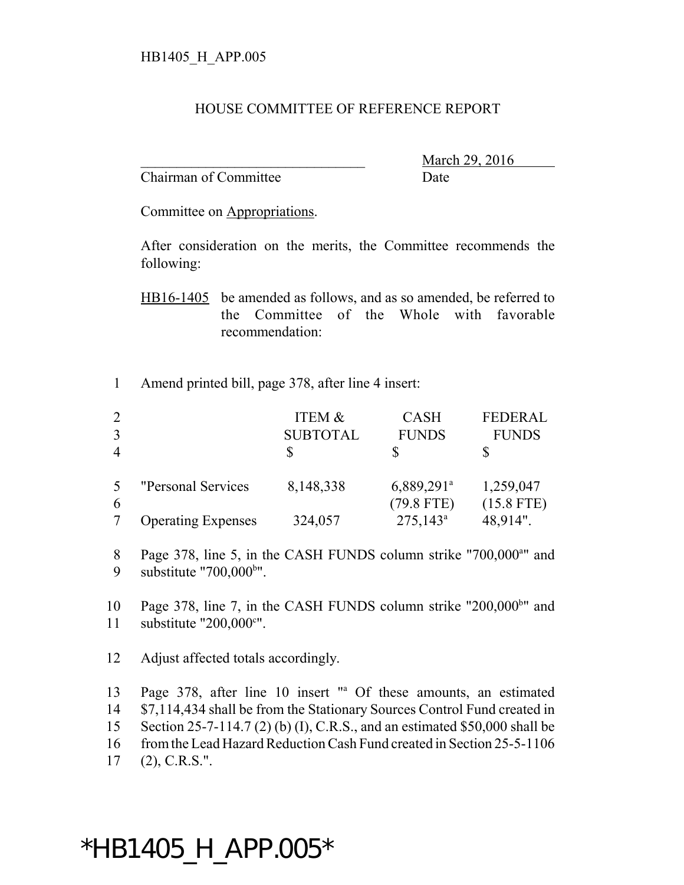HB1405_H_APP.005

# HOUSE COMMITTEE OF REFERENCE REPORT

_______________________________ March 29, 2016
Chairman of Committee Date

Committee on Appropriations.

After consideration on the merits, the Committee recommends the following:

HB16-1405 be amended as follows, and as so amended, be referred to the Committee of the Whole with favorable recommendation:

1 Amend printed bill, page 378, after line 4 insert:

| | | ITEM & SUBTOTAL | CASH FUNDS | FEDERAL FUNDS |
|---|---|---|---|---|
| 2-4 | | $ | $ | $ |
| 5 | "Personal Services | 8,148,338 | 6,889,291[a] | 1,259,047 |
| 6 | | | (79.8 FTE) | (15.8 FTE) |
| 7 | Operating Expenses | 324,057 | 275,143[a] | 48,914". |

8 Page 378, line 5, in the CASH FUNDS column strike "700,000[a]" and
9 substitute "700,000[b]".

10 Page 378, line 7, in the CASH FUNDS column strike "200,000[b]" and
11 substitute "200,000[c]".

12 Adjust affected totals accordingly.

13 Page 378, after line 10 insert "[a] Of these amounts, an estimated
14 $7,114,434 shall be from the Stationary Sources Control Fund created in
15 Section 25-7-114.7 (2) (b) (I), C.R.S., and an estimated $50,000 shall be
16 from the Lead Hazard Reduction Cash Fund created in Section 25-5-1106
17 (2), C.R.S.".

*HB1405_H_APP.005*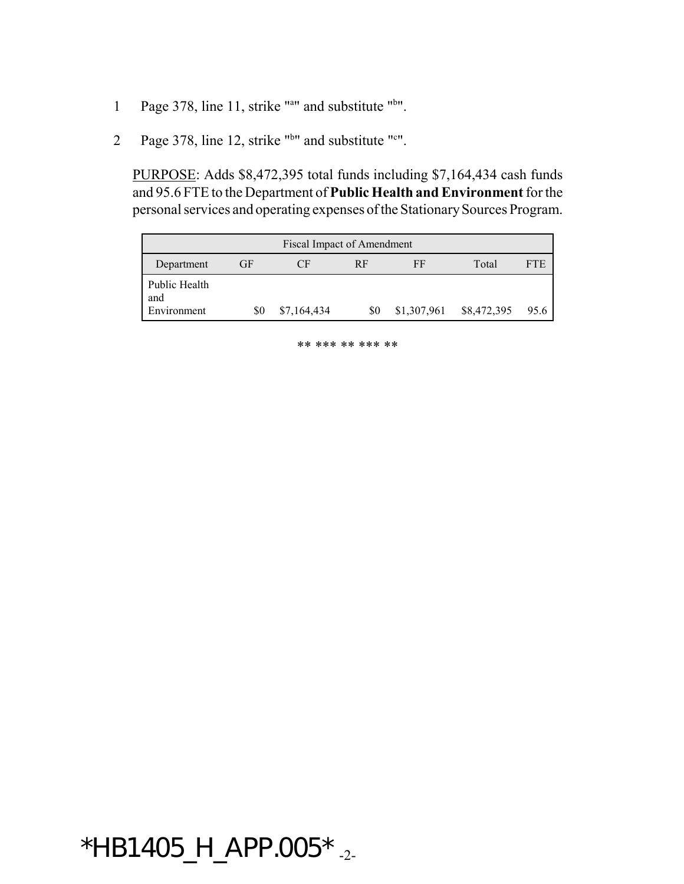1 Page 378, line 11, strike "[a]" and substitute "[b]".

2 Page 378, line 12, strike "[b]" and substitute "[c]".

PURPOSE: Adds $8,472,395 total funds including $7,164,434 cash funds and 95.6 FTE to the Department of **Public Health and Environment** for the personal services and operating expenses of the Stationary Sources Program.

| Fiscal Impact of Amendment | | | | | | |
|---|---|---|---|---|---|---|
| Department | GF | CF | RF | FF | Total | FTE |
| Public Health and Environment | $0 | $7,164,434 | $0 | $1,307,961 | $8,472,395 | 95.6 |

** *** ** *** **

*HB1405_H_APP.005*